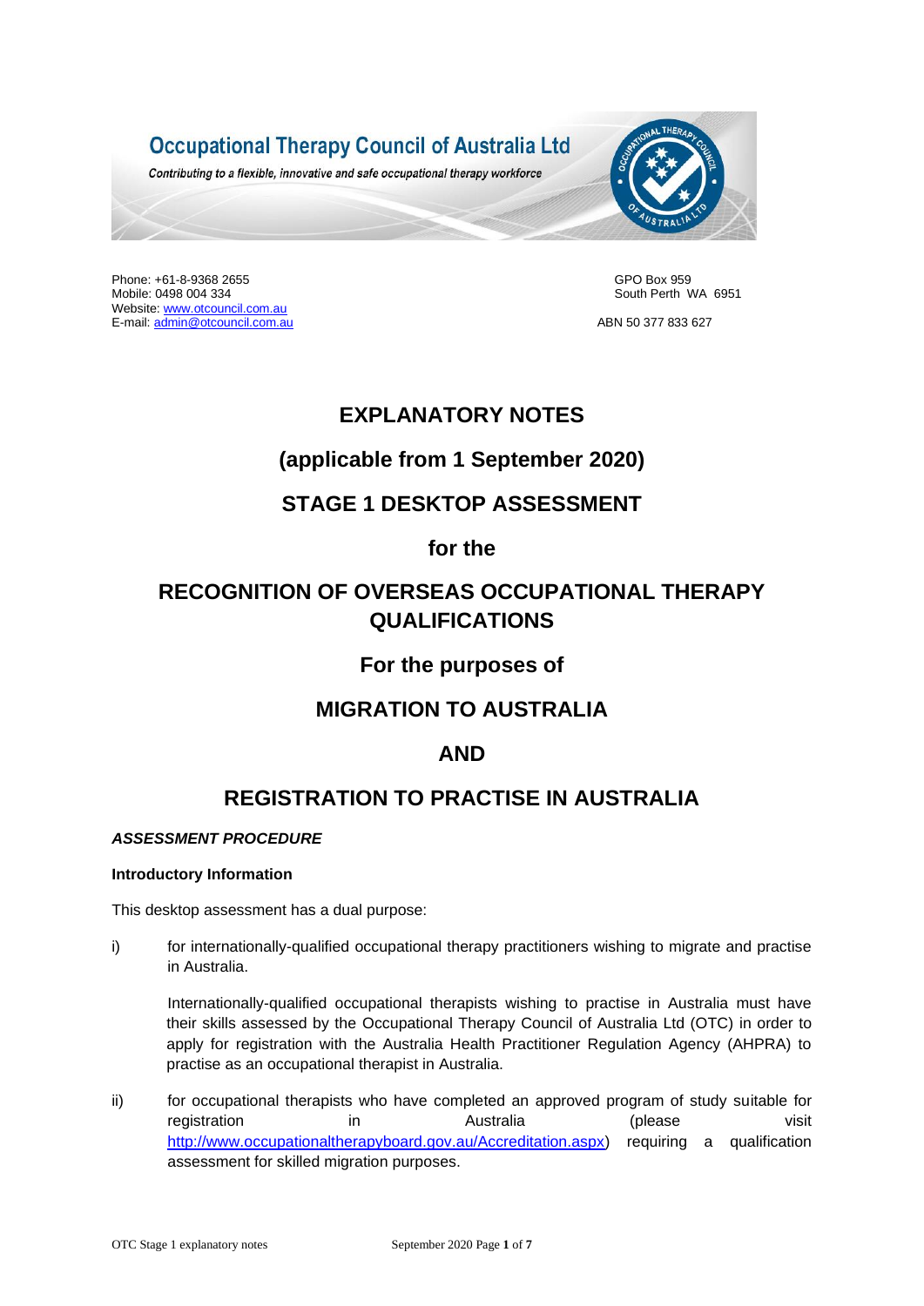# Occupational Therapy Council of Australia Ltd

*Contributing to a flexible, innovative and safe occupational therapy workforce*

Phone: +61-8-9368 2655
Mobile: 0498 004 334
Website: [www.otcouncil.com.au](http://www.otcouncil.com.au)
E-mail: [admin@otcouncil.com.au](mailto:admin@otcouncil.com.au)

GPO Box 959
South Perth WA 6951

ABN 50 377 833 627

# EXPLANATORY NOTES

## (applicable from 1 September 2020)

## STAGE 1 DESKTOP ASSESSMENT

## for the

## RECOGNITION OF OVERSEAS OCCUPATIONAL THERAPY QUALIFICATIONS

## For the purposes of

## MIGRATION TO AUSTRALIA

## AND

## REGISTRATION TO PRACTISE IN AUSTRALIA

***ASSESSMENT PROCEDURE***

**Introductory Information**

This desktop assessment has a dual purpose:

i) for internationally-qualified occupational therapy practitioners wishing to migrate and practise in Australia.

   Internationally-qualified occupational therapists wishing to practise in Australia must have their skills assessed by the Occupational Therapy Council of Australia Ltd (OTC) in order to apply for registration with the Australia Health Practitioner Regulation Agency (AHPRA) to practise as an occupational therapist in Australia.

ii) for occupational therapists who have completed an approved program of study suitable for registration in Australia (please visit [http://www.occupationaltherapyboard.gov.au/Accreditation.aspx](http://www.occupationaltherapyboard.gov.au/Accreditation.aspx)) requiring a qualification assessment for skilled migration purposes.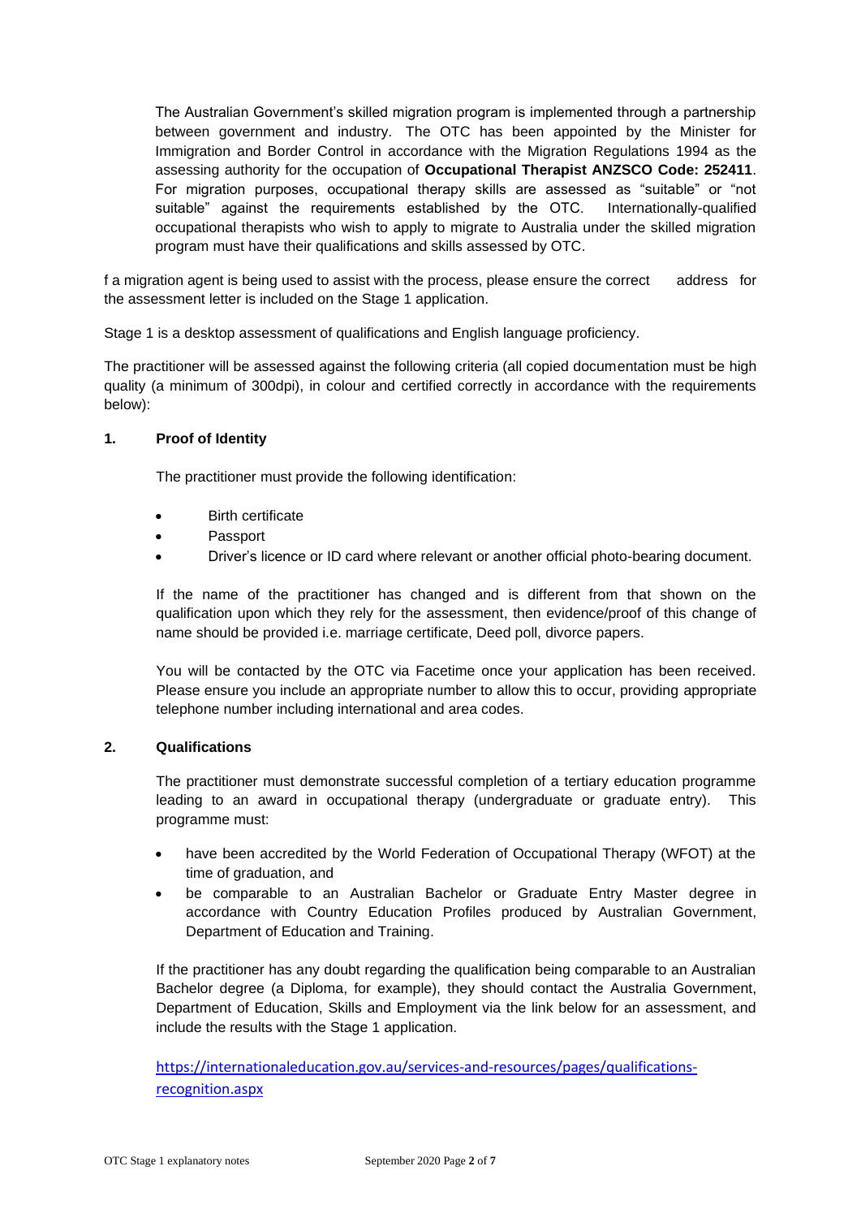The Australian Government's skilled migration program is implemented through a partnership between government and industry. The OTC has been appointed by the Minister for Immigration and Border Control in accordance with the Migration Regulations 1994 as the assessing authority for the occupation of **Occupational Therapist ANZSCO Code: 252411**. For migration purposes, occupational therapy skills are assessed as "suitable" or "not suitable" against the requirements established by the OTC. Internationally-qualified occupational therapists who wish to apply to migrate to Australia under the skilled migration program must have their qualifications and skills assessed by OTC.

f a migration agent is being used to assist with the process, please ensure the correct address for the assessment letter is included on the Stage 1 application.

Stage 1 is a desktop assessment of qualifications and English language proficiency.

The practitioner will be assessed against the following criteria (all copied documentation must be high quality (a minimum of 300dpi), in colour and certified correctly in accordance with the requirements below):

## 1. Proof of Identity

The practitioner must provide the following identification:

- Birth certificate
- Passport
- Driver's licence or ID card where relevant or another official photo-bearing document.

If the name of the practitioner has changed and is different from that shown on the qualification upon which they rely for the assessment, then evidence/proof of this change of name should be provided i.e. marriage certificate, Deed poll, divorce papers.

You will be contacted by the OTC via Facetime once your application has been received. Please ensure you include an appropriate number to allow this to occur, providing appropriate telephone number including international and area codes.

## 2. Qualifications

The practitioner must demonstrate successful completion of a tertiary education programme leading to an award in occupational therapy (undergraduate or graduate entry). This programme must:

- have been accredited by the World Federation of Occupational Therapy (WFOT) at the time of graduation, and
- be comparable to an Australian Bachelor or Graduate Entry Master degree in accordance with Country Education Profiles produced by Australian Government, Department of Education and Training.

If the practitioner has any doubt regarding the qualification being comparable to an Australian Bachelor degree (a Diploma, for example), they should contact the Australia Government, Department of Education, Skills and Employment via the link below for an assessment, and include the results with the Stage 1 application.

https://internationaleducation.gov.au/services-and-resources/pages/qualifications-recognition.aspx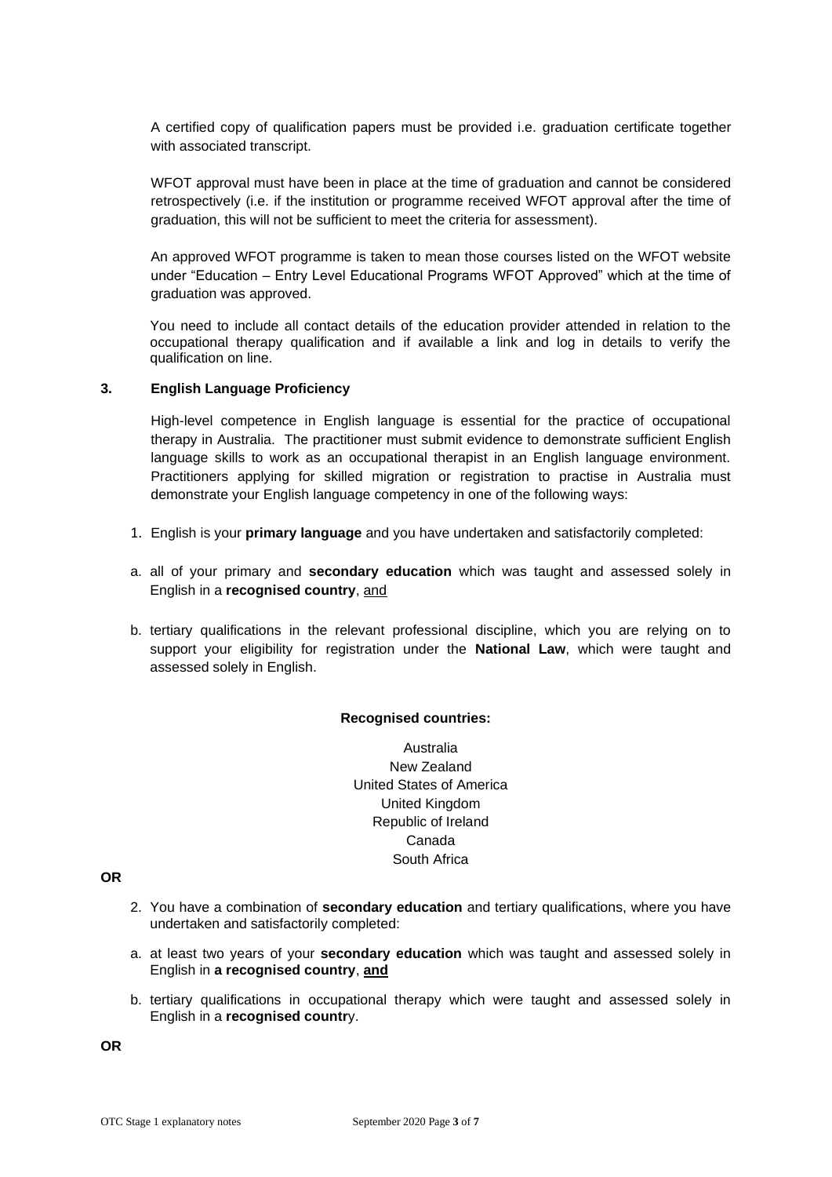A certified copy of qualification papers must be provided i.e. graduation certificate together with associated transcript.

WFOT approval must have been in place at the time of graduation and cannot be considered retrospectively (i.e. if the institution or programme received WFOT approval after the time of graduation, this will not be sufficient to meet the criteria for assessment).

An approved WFOT programme is taken to mean those courses listed on the WFOT website under "Education – Entry Level Educational Programs WFOT Approved" which at the time of graduation was approved.

You need to include all contact details of the education provider attended in relation to the occupational therapy qualification and if available a link and log in details to verify the qualification on line.

### 3. English Language Proficiency

High-level competence in English language is essential for the practice of occupational therapy in Australia. The practitioner must submit evidence to demonstrate sufficient English language skills to work as an occupational therapist in an English language environment. Practitioners applying for skilled migration or registration to practise in Australia must demonstrate your English language competency in one of the following ways:

1. English is your **primary language** and you have undertaken and satisfactorily completed:

   a. all of your primary and **secondary education** which was taught and assessed solely in English in a **recognised country**, <u>and</u>

   b. tertiary qualifications in the relevant professional discipline, which you are relying on to support your eligibility for registration under the **National Law**, which were taught and assessed solely in English.

**Recognised countries:**

Australia
New Zealand
United States of America
United Kingdom
Republic of Ireland
Canada
South Africa

**OR**

2. You have a combination of **secondary education** and tertiary qualifications, where you have undertaken and satisfactorily completed:

   a. at least two years of your **secondary education** which was taught and assessed solely in English in **a recognised country**, **<u>and</u>**

   b. tertiary qualifications in occupational therapy which were taught and assessed solely in English in a **recognised countr**y.

**OR**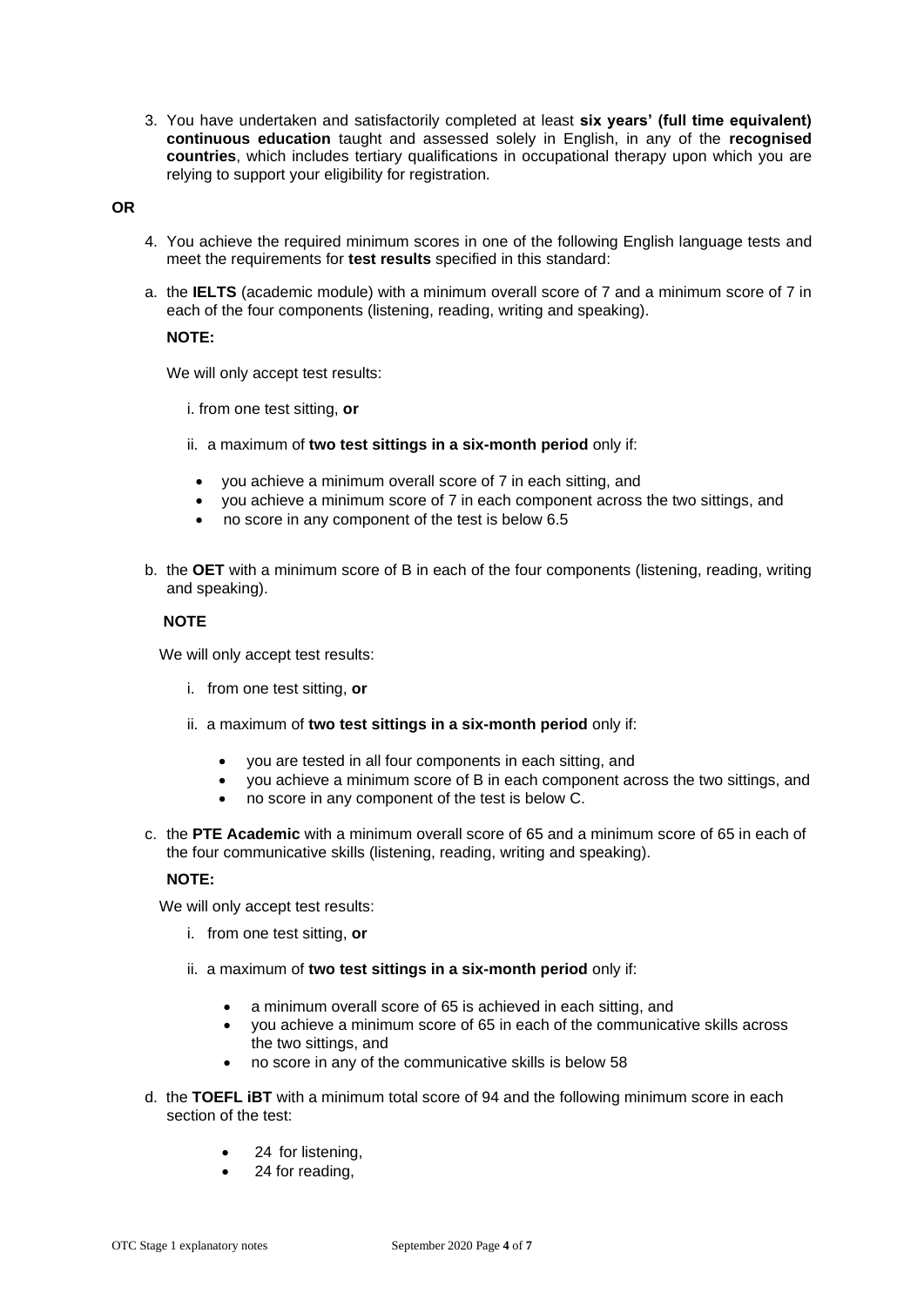3. You have undertaken and satisfactorily completed at least **six years' (full time equivalent) continuous education** taught and assessed solely in English, in any of the **recognised countries**, which includes tertiary qualifications in occupational therapy upon which you are relying to support your eligibility for registration.

**OR**

4. You achieve the required minimum scores in one of the following English language tests and meet the requirements for **test results** specified in this standard:

a. the **IELTS** (academic module) with a minimum overall score of 7 and a minimum score of 7 in each of the four components (listening, reading, writing and speaking).

   **NOTE:**

   We will only accept test results:

   i. from one test sitting, **or**

   ii. a maximum of **two test sittings in a six-month period** only if:

   - you achieve a minimum overall score of 7 in each sitting, and
   - you achieve a minimum score of 7 in each component across the two sittings, and
   - no score in any component of the test is below 6.5

b. the **OET** with a minimum score of B in each of the four components (listening, reading, writing and speaking).

   **NOTE**

   We will only accept test results:

   i. from one test sitting, **or**

   ii. a maximum of **two test sittings in a six-month period** only if:

   - you are tested in all four components in each sitting, and
   - you achieve a minimum score of B in each component across the two sittings, and
   - no score in any component of the test is below C.

c. the **PTE Academic** with a minimum overall score of 65 and a minimum score of 65 in each of the four communicative skills (listening, reading, writing and speaking).

   **NOTE:**

   We will only accept test results:

   i. from one test sitting, **or**

   ii. a maximum of **two test sittings in a six-month period** only if:

   - a minimum overall score of 65 is achieved in each sitting, and
   - you achieve a minimum score of 65 in each of the communicative skills across the two sittings, and
   - no score in any of the communicative skills is below 58

d. the **TOEFL iBT** with a minimum total score of 94 and the following minimum score in each section of the test:

   - 24 for listening,
   - 24 for reading,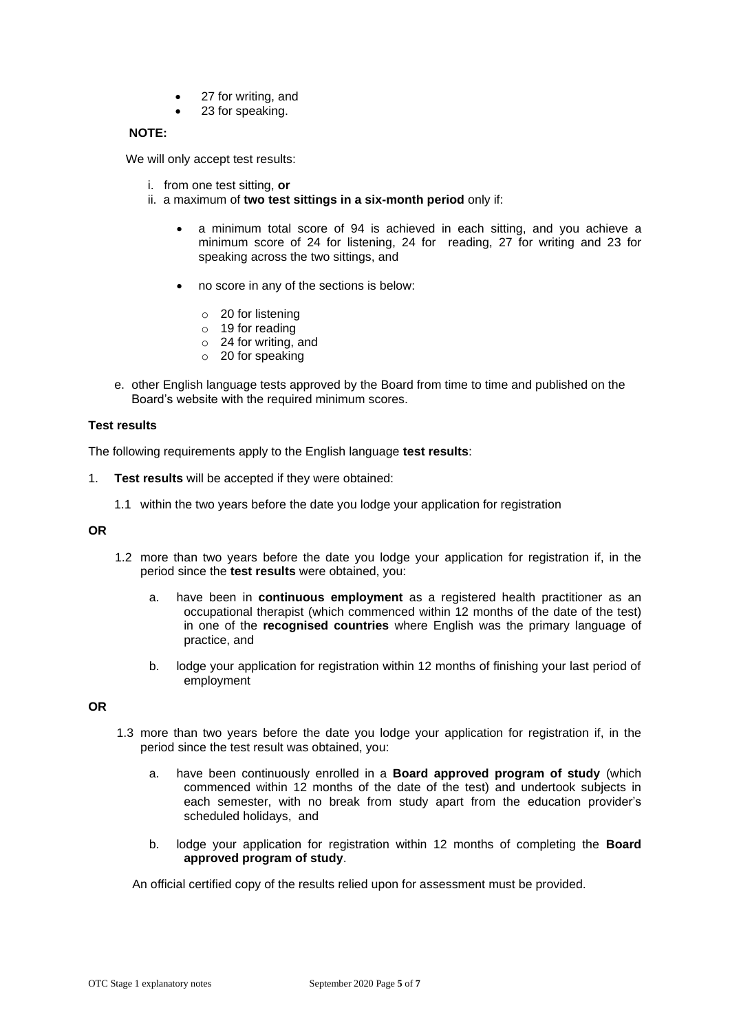- 27 for writing, and
- 23 for speaking.

**NOTE:**

We will only accept test results:

i. from one test sitting, **or**
ii. a maximum of **two test sittings in a six-month period** only if:

- a minimum total score of 94 is achieved in each sitting, and you achieve a minimum score of 24 for listening, 24 for reading, 27 for writing and 23 for speaking across the two sittings, and
- no score in any of the sections is below:
  - 20 for listening
  - 19 for reading
  - 24 for writing, and
  - 20 for speaking

e. other English language tests approved by the Board from time to time and published on the Board's website with the required minimum scores.

**Test results**

The following requirements apply to the English language **test results**:

1. **Test results** will be accepted if they were obtained:

   1.1 within the two years before the date you lodge your application for registration

**OR**

   1.2 more than two years before the date you lodge your application for registration if, in the period since the **test results** were obtained, you:

      a. have been in **continuous employment** as a registered health practitioner as an occupational therapist (which commenced within 12 months of the date of the test) in one of the **recognised countries** where English was the primary language of practice, and

      b. lodge your application for registration within 12 months of finishing your last period of employment

**OR**

   1.3 more than two years before the date you lodge your application for registration if, in the period since the test result was obtained, you:

      a. have been continuously enrolled in a **Board approved program of study** (which commenced within 12 months of the date of the test) and undertook subjects in each semester, with no break from study apart from the education provider's scheduled holidays, and

      b. lodge your application for registration within 12 months of completing the **Board approved program of study**.

An official certified copy of the results relied upon for assessment must be provided.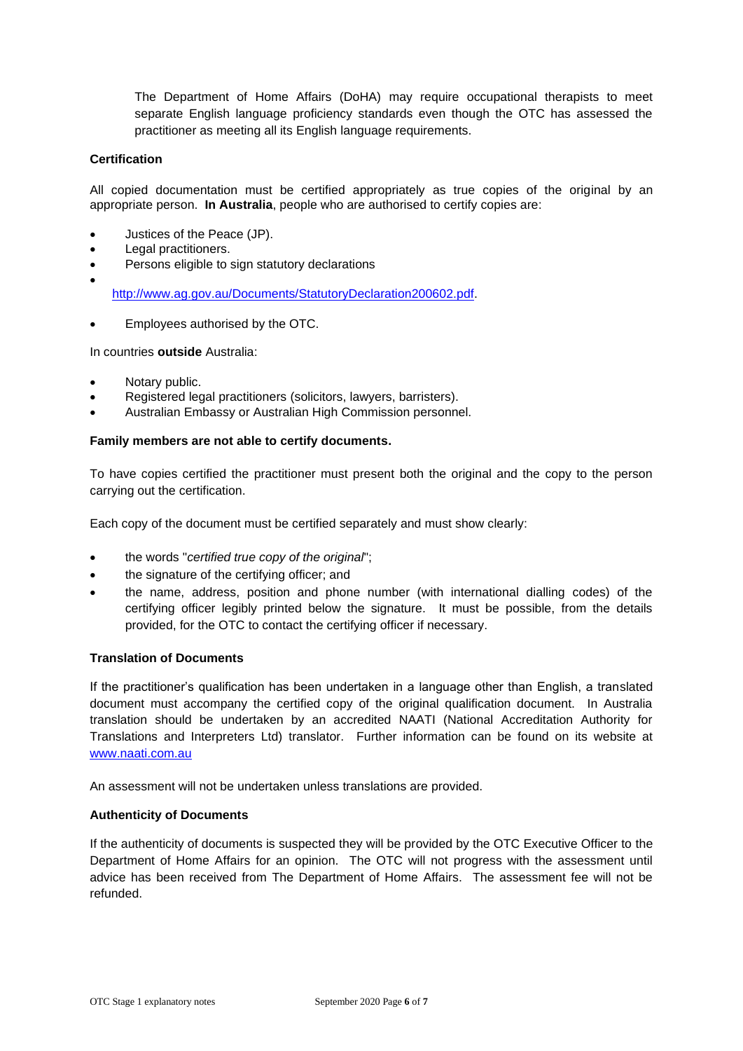The Department of Home Affairs (DoHA) may require occupational therapists to meet separate English language proficiency standards even though the OTC has assessed the practitioner as meeting all its English language requirements.

**Certification**

All copied documentation must be certified appropriately as true copies of the original by an appropriate person. **In Australia**, people who are authorised to certify copies are:

- Justices of the Peace (JP).
- Legal practitioners.
- Persons eligible to sign statutory declarations
- http://www.ag.gov.au/Documents/StatutoryDeclaration200602.pdf.
- Employees authorised by the OTC.

In countries **outside** Australia:

- Notary public.
- Registered legal practitioners (solicitors, lawyers, barristers).
- Australian Embassy or Australian High Commission personnel.

**Family members are not able to certify documents.**

To have copies certified the practitioner must present both the original and the copy to the person carrying out the certification.

Each copy of the document must be certified separately and must show clearly:

- the words "*certified true copy of the original*";
- the signature of the certifying officer; and
- the name, address, position and phone number (with international dialling codes) of the certifying officer legibly printed below the signature. It must be possible, from the details provided, for the OTC to contact the certifying officer if necessary.

**Translation of Documents**

If the practitioner's qualification has been undertaken in a language other than English, a translated document must accompany the certified copy of the original qualification document. In Australia translation should be undertaken by an accredited NAATI (National Accreditation Authority for Translations and Interpreters Ltd) translator. Further information can be found on its website at www.naati.com.au

An assessment will not be undertaken unless translations are provided.

**Authenticity of Documents**

If the authenticity of documents is suspected they will be provided by the OTC Executive Officer to the Department of Home Affairs for an opinion. The OTC will not progress with the assessment until advice has been received from The Department of Home Affairs. The assessment fee will not be refunded.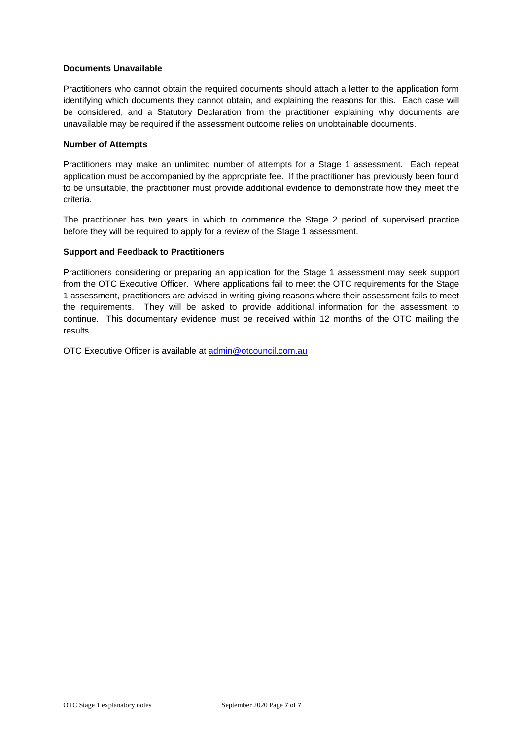**Documents Unavailable**

Practitioners who cannot obtain the required documents should attach a letter to the application form identifying which documents they cannot obtain, and explaining the reasons for this. Each case will be considered, and a Statutory Declaration from the practitioner explaining why documents are unavailable may be required if the assessment outcome relies on unobtainable documents.

**Number of Attempts**

Practitioners may make an unlimited number of attempts for a Stage 1 assessment. Each repeat application must be accompanied by the appropriate fee. If the practitioner has previously been found to be unsuitable, the practitioner must provide additional evidence to demonstrate how they meet the criteria.

The practitioner has two years in which to commence the Stage 2 period of supervised practice before they will be required to apply for a review of the Stage 1 assessment.

**Support and Feedback to Practitioners**

Practitioners considering or preparing an application for the Stage 1 assessment may seek support from the OTC Executive Officer. Where applications fail to meet the OTC requirements for the Stage 1 assessment, practitioners are advised in writing giving reasons where their assessment fails to meet the requirements. They will be asked to provide additional information for the assessment to continue. This documentary evidence must be received within 12 months of the OTC mailing the results.

OTC Executive Officer is available at [admin@otcouncil.com.au](mailto:admin@otcouncil.com.au)